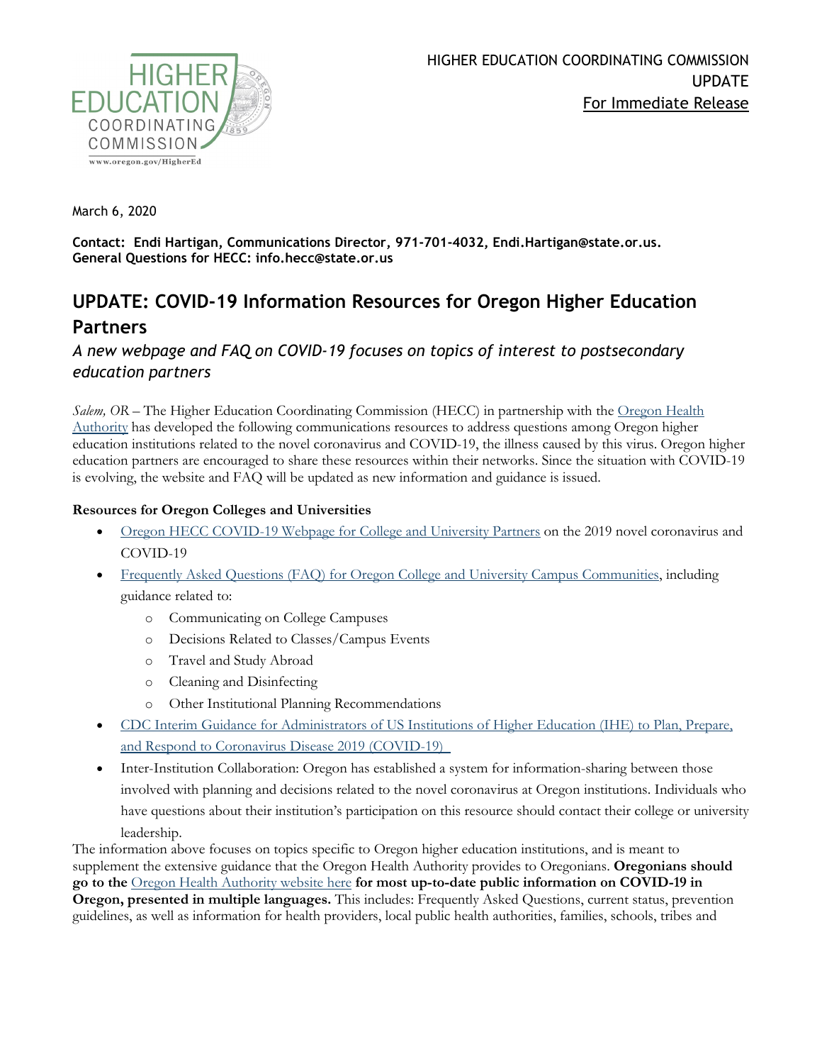HIGHER EDUCATION COORDINATING COMMISSION
UPDATE
For Immediate Release

March 6, 2020

**Contact: Endi Hartigan, Communications Director, 971-701-4032, Endi.Hartigan@state.or.us.**
**General Questions for HECC: info.hecc@state.or.us**

# UPDATE: COVID-19 Information Resources for Oregon Higher Education Partners

*A new webpage and FAQ on COVID-19 focuses on topics of interest to postsecondary education partners*

*Salem, OR* – The Higher Education Coordinating Commission (HECC) in partnership with the Oregon Health Authority has developed the following communications resources to address questions among Oregon higher education institutions related to the novel coronavirus and COVID-19, the illness caused by this virus. Oregon higher education partners are encouraged to share these resources within their networks. Since the situation with COVID-19 is evolving, the website and FAQ will be updated as new information and guidance is issued.

**Resources for Oregon Colleges and Universities**

- Oregon HECC COVID-19 Webpage for College and University Partners on the 2019 novel coronavirus and COVID-19
- Frequently Asked Questions (FAQ) for Oregon College and University Campus Communities, including guidance related to:
  - Communicating on College Campuses
  - Decisions Related to Classes/Campus Events
  - Travel and Study Abroad
  - Cleaning and Disinfecting
  - Other Institutional Planning Recommendations
- CDC Interim Guidance for Administrators of US Institutions of Higher Education (IHE) to Plan, Prepare, and Respond to Coronavirus Disease 2019 (COVID-19)
- Inter-Institution Collaboration: Oregon has established a system for information-sharing between those involved with planning and decisions related to the novel coronavirus at Oregon institutions. Individuals who have questions about their institution's participation on this resource should contact their college or university leadership.

The information above focuses on topics specific to Oregon higher education institutions, and is meant to supplement the extensive guidance that the Oregon Health Authority provides to Oregonians. **Oregonians should go to the** Oregon Health Authority website here **for most up-to-date public information on COVID-19 in Oregon, presented in multiple languages.** This includes: Frequently Asked Questions, current status, prevention guidelines, as well as information for health providers, local public health authorities, families, schools, tribes and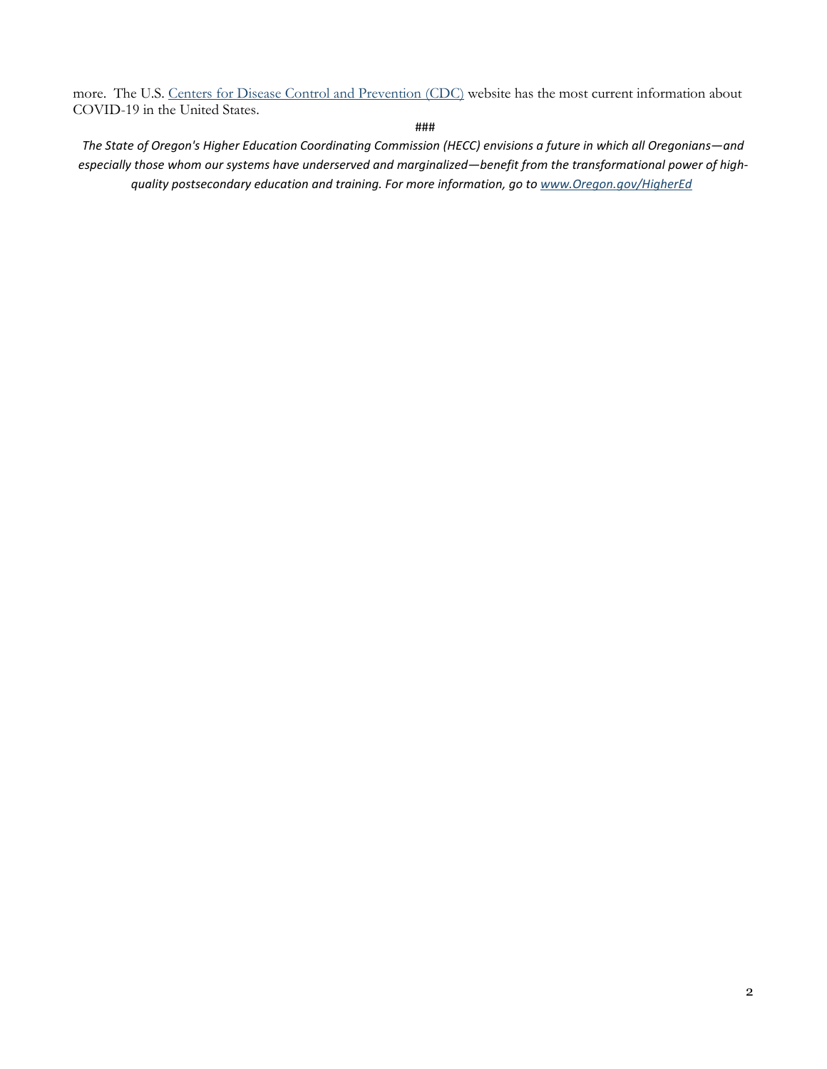more. The U.S. Centers for Disease Control and Prevention (CDC) website has the most current information about COVID-19 in the United States.

###

*The State of Oregon's Higher Education Coordinating Commission (HECC) envisions a future in which all Oregonians—and especially those whom our systems have underserved and marginalized—benefit from the transformational power of high-quality postsecondary education and training. For more information, go to www.Oregon.gov/HigherEd*